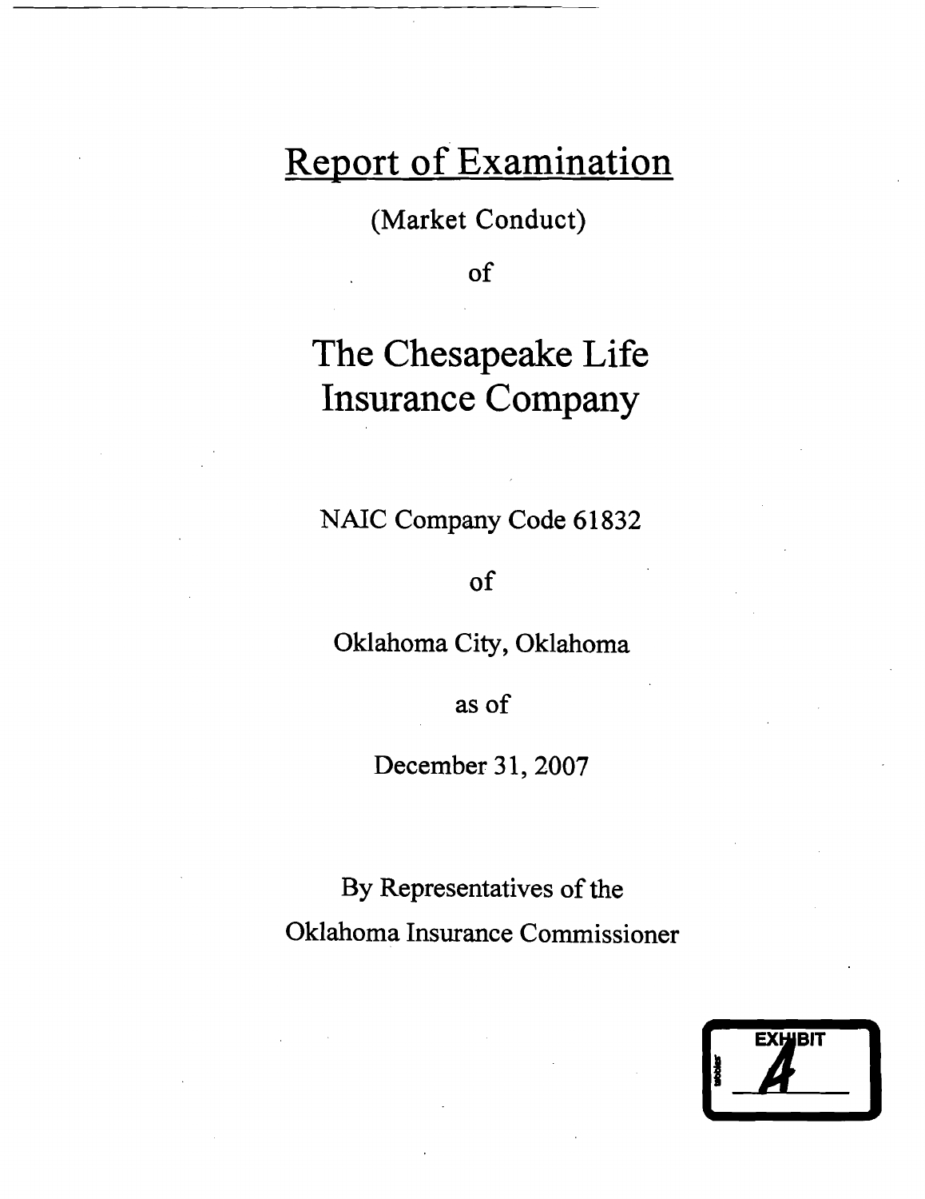# Report of Examination

(Market Conduct)

of

# The Chesapeake Life Insurance Company

NAIC Company Code 61832

of

Oklahoma City, Oklahoma

as of

December 31, 2007

By Representatives of the

Oklahoma Insurance Commissioner

EXHIBIT

A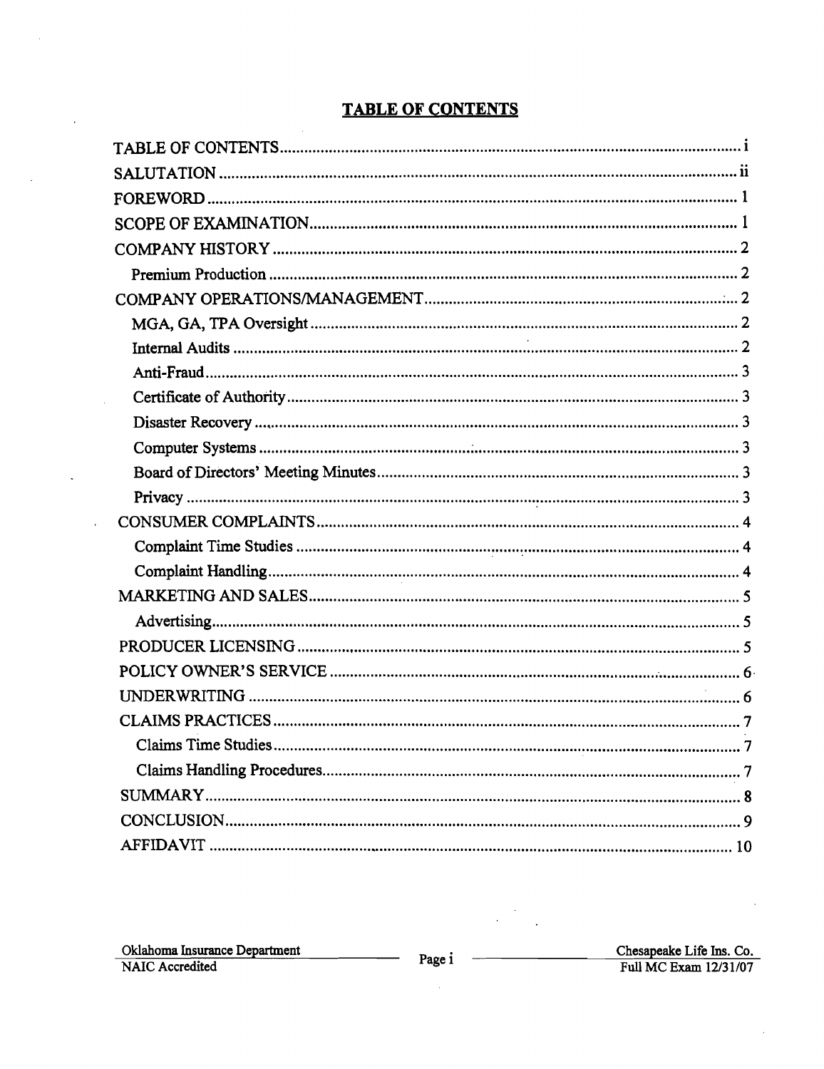## TABLE OF CONTENTS

TABLE OF CONTENTS ..... i
SALUTATION ..... ii
FOREWORD ..... 1
SCOPE OF EXAMINATION ..... 1
COMPANY HISTORY ..... 2
- Premium Production ..... 2

COMPANY OPERATIONS/MANAGEMENT ..... 2
- MGA, GA, TPA Oversight ..... 2
- Internal Audits ..... 2
- Anti-Fraud ..... 3
- Certificate of Authority ..... 3
- Disaster Recovery ..... 3
- Computer Systems ..... 3
- Board of Directors' Meeting Minutes ..... 3
- Privacy ..... 3

CONSUMER COMPLAINTS ..... 4
- Complaint Time Studies ..... 4
- Complaint Handling ..... 4

MARKETING AND SALES ..... 5
- Advertising ..... 5

PRODUCER LICENSING ..... 5
POLICY OWNER'S SERVICE ..... 6
UNDERWRITING ..... 6
CLAIMS PRACTICES ..... 7
- Claims Time Studies ..... 7
- Claims Handling Procedures ..... 7

SUMMARY ..... 8
CONCLUSION ..... 9
AFFIDAVIT ..... 10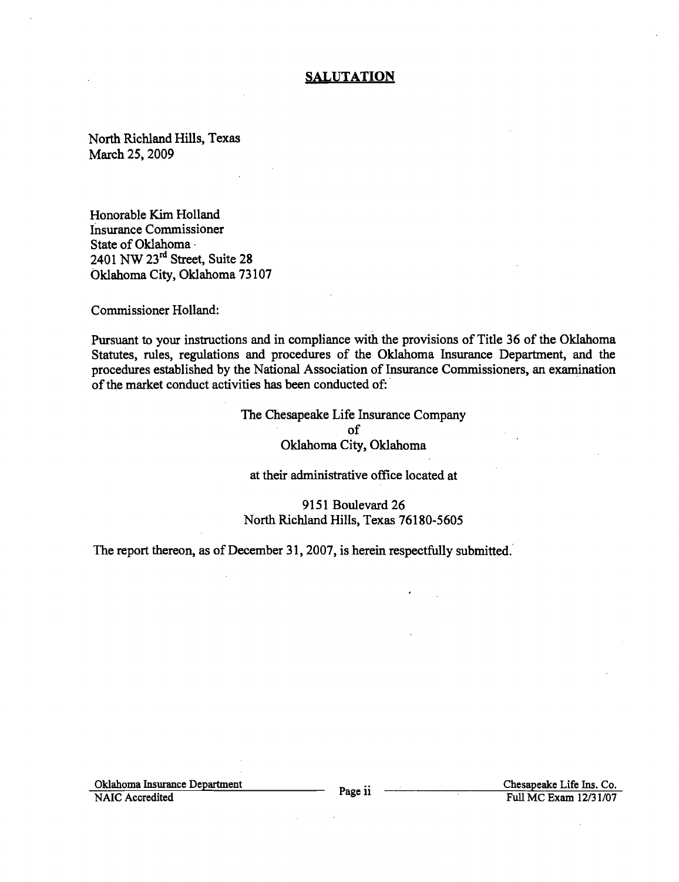## SALUTATION

North Richland Hills, Texas
March 25, 2009

Honorable Kim Holland
Insurance Commissioner
State of Oklahoma
2401 NW 23rd Street, Suite 28
Oklahoma City, Oklahoma 73107

Commissioner Holland:

Pursuant to your instructions and in compliance with the provisions of Title 36 of the Oklahoma Statutes, rules, regulations and procedures of the Oklahoma Insurance Department, and the procedures established by the National Association of Insurance Commissioners, an examination of the market conduct activities has been conducted of:

The Chesapeake Life Insurance Company
of
Oklahoma City, Oklahoma

at their administrative office located at

9151 Boulevard 26
North Richland Hills, Texas 76180-5605

The report thereon, as of December 31, 2007, is herein respectfully submitted.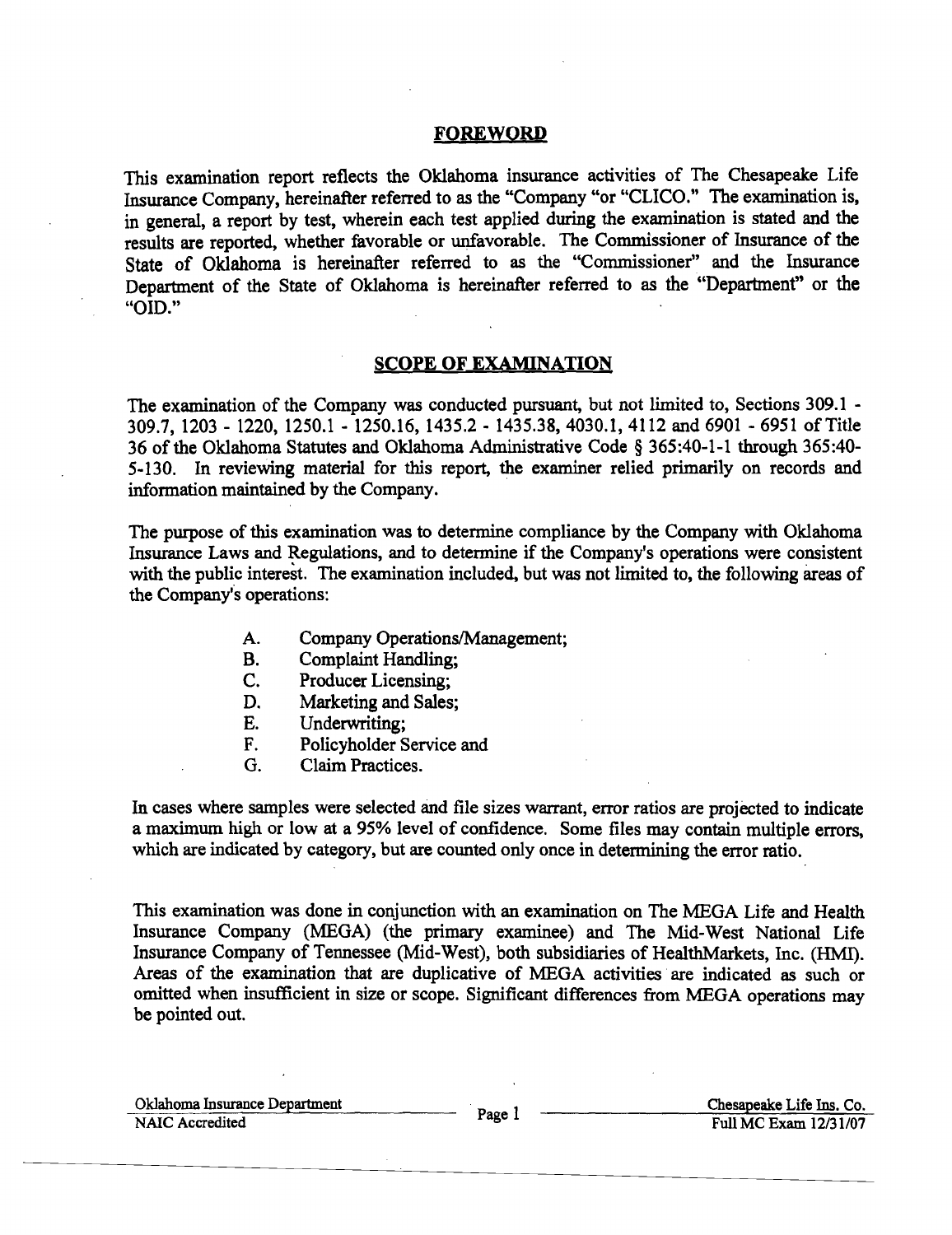## FOREWORD

This examination report reflects the Oklahoma insurance activities of The Chesapeake Life Insurance Company, hereinafter referred to as the "Company "or "CLICO." The examination is, in general, a report by test, wherein each test applied during the examination is stated and the results are reported, whether favorable or unfavorable. The Commissioner of Insurance of the State of Oklahoma is hereinafter referred to as the "Commissioner" and the Insurance Department of the State of Oklahoma is hereinafter referred to as the "Department" or the "OID."

## SCOPE OF EXAMINATION

The examination of the Company was conducted pursuant, but not limited to, Sections 309.1 - 309.7, 1203 - 1220, 1250.1 - 1250.16, 1435.2 - 1435.38, 4030.1, 4112 and 6901 - 6951 of Title 36 of the Oklahoma Statutes and Oklahoma Administrative Code § 365:40-1-1 through 365:40-5-130. In reviewing material for this report, the examiner relied primarily on records and information maintained by the Company.

The purpose of this examination was to determine compliance by the Company with Oklahoma Insurance Laws and Regulations, and to determine if the Company's operations were consistent with the public interest. The examination included, but was not limited to, the following areas of the Company's operations:

A. Company Operations/Management;
B. Complaint Handling;
C. Producer Licensing;
D. Marketing and Sales;
E. Underwriting;
F. Policyholder Service and
G. Claim Practices.

In cases where samples were selected and file sizes warrant, error ratios are projected to indicate a maximum high or low at a 95% level of confidence. Some files may contain multiple errors, which are indicated by category, but are counted only once in determining the error ratio.

This examination was done in conjunction with an examination on The MEGA Life and Health Insurance Company (MEGA) (the primary examinee) and The Mid-West National Life Insurance Company of Tennessee (Mid-West), both subsidiaries of HealthMarkets, Inc. (HMI). Areas of the examination that are duplicative of MEGA activities are indicated as such or omitted when insufficient in size or scope. Significant differences from MEGA operations may be pointed out.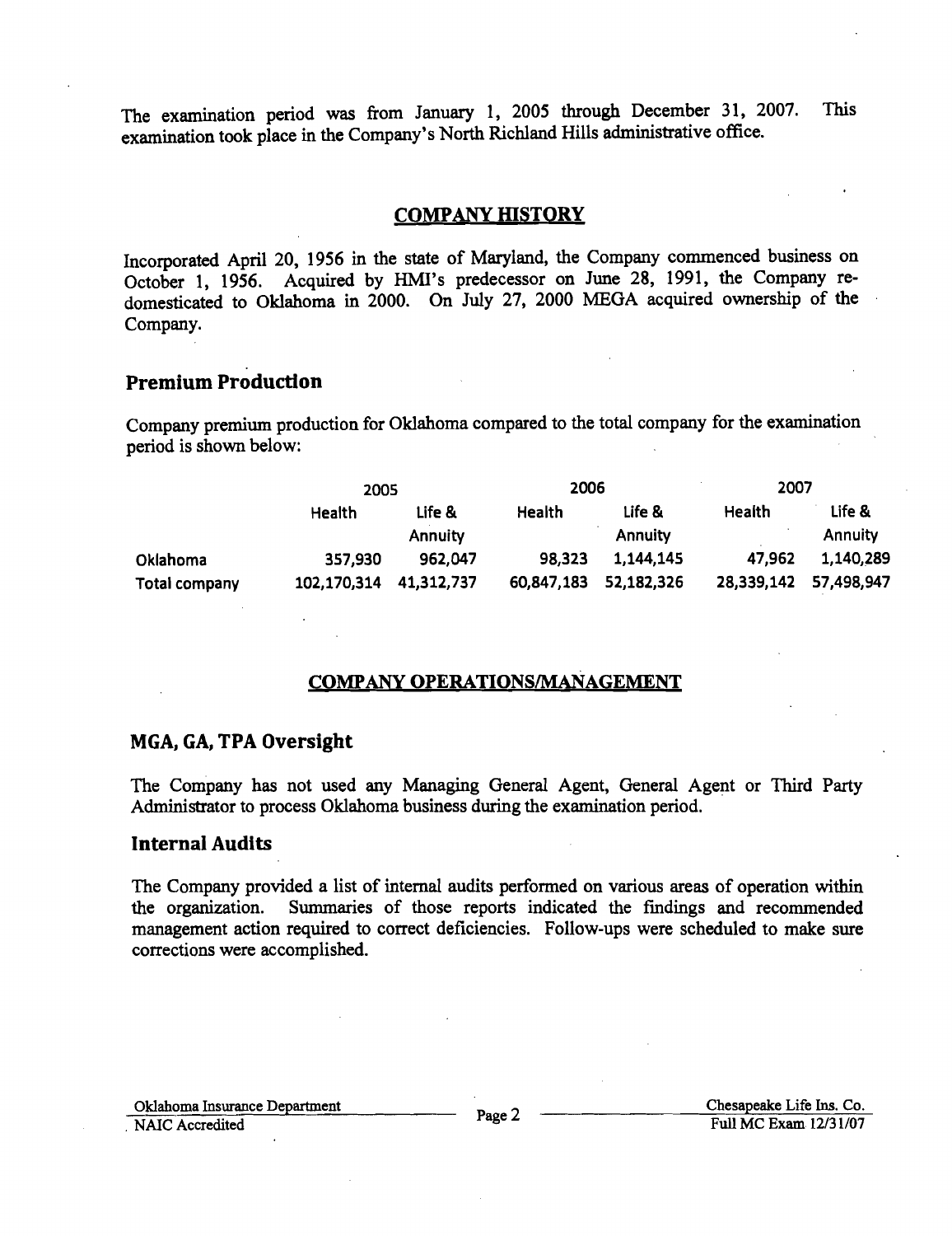The examination period was from January 1, 2005 through December 31, 2007. This examination took place in the Company's North Richland Hills administrative office.

## COMPANY HISTORY

Incorporated April 20, 1956 in the state of Maryland, the Company commenced business on October 1, 1956. Acquired by HMI's predecessor on June 28, 1991, the Company re-domesticated to Oklahoma in 2000. On July 27, 2000 MEGA acquired ownership of the Company.

### Premium Production

Company premium production for Oklahoma compared to the total company for the examination period is shown below:

| | 2005 | | 2006 | | 2007 | |
|---|---|---|---|---|---|---|
| | Health | Life & Annuity | Health | Life & Annuity | Health | Life & Annuity |
| Oklahoma | 357,930 | 962,047 | 98,323 | 1,144,145 | 47,962 | 1,140,289 |
| Total company | 102,170,314 | 41,312,737 | 60,847,183 | 52,182,326 | 28,339,142 | 57,498,947 |

## COMPANY OPERATIONS/MANAGEMENT

### MGA, GA, TPA Oversight

The Company has not used any Managing General Agent, General Agent or Third Party Administrator to process Oklahoma business during the examination period.

### Internal Audits

The Company provided a list of internal audits performed on various areas of operation within the organization. Summaries of those reports indicated the findings and recommended management action required to correct deficiencies. Follow-ups were scheduled to make sure corrections were accomplished.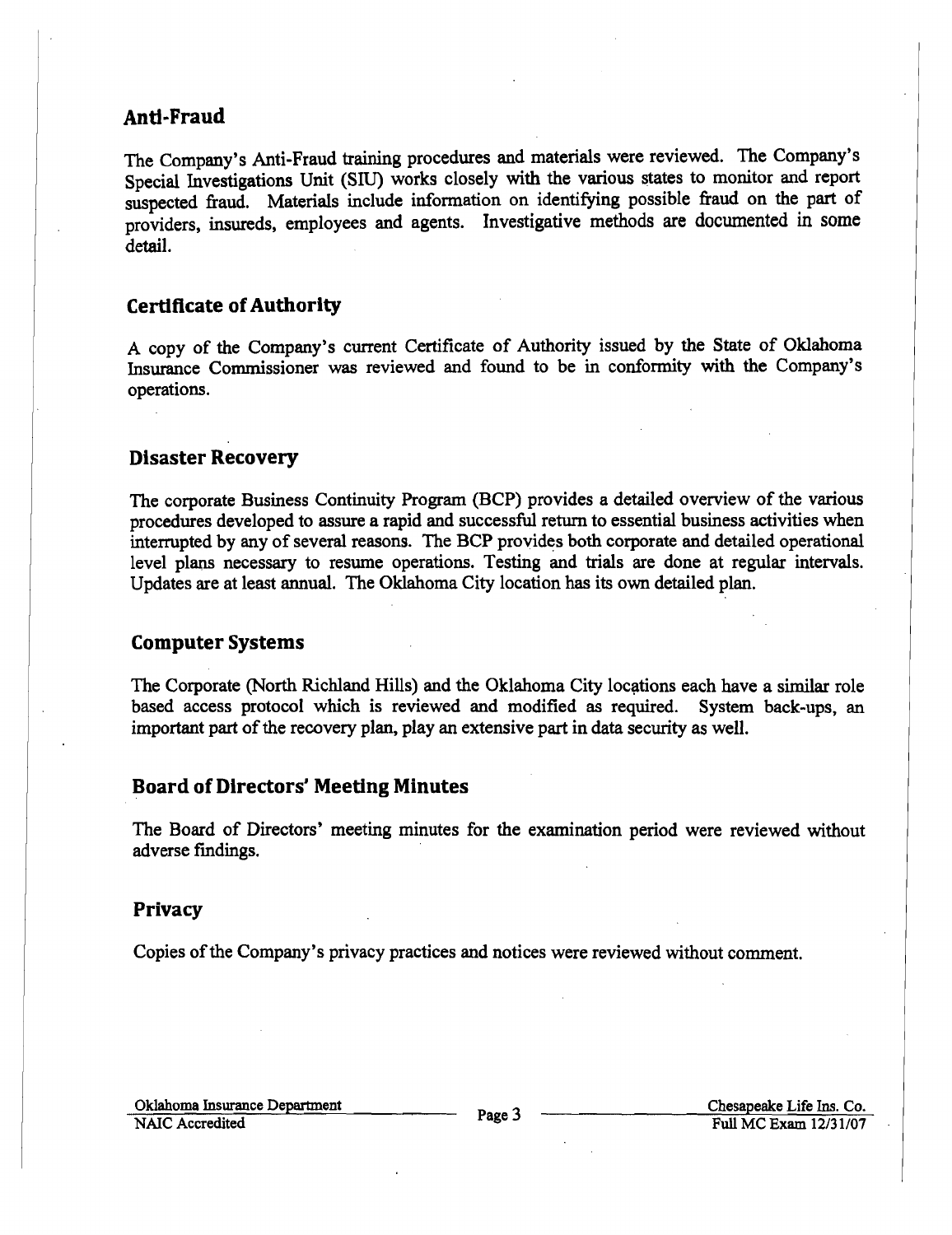## Anti-Fraud

The Company's Anti-Fraud training procedures and materials were reviewed. The Company's Special Investigations Unit (SIU) works closely with the various states to monitor and report suspected fraud. Materials include information on identifying possible fraud on the part of providers, insureds, employees and agents. Investigative methods are documented in some detail.

## Certificate of Authority

A copy of the Company's current Certificate of Authority issued by the State of Oklahoma Insurance Commissioner was reviewed and found to be in conformity with the Company's operations.

## Disaster Recovery

The corporate Business Continuity Program (BCP) provides a detailed overview of the various procedures developed to assure a rapid and successful return to essential business activities when interrupted by any of several reasons. The BCP provides both corporate and detailed operational level plans necessary to resume operations. Testing and trials are done at regular intervals. Updates are at least annual. The Oklahoma City location has its own detailed plan.

## Computer Systems

The Corporate (North Richland Hills) and the Oklahoma City locations each have a similar role based access protocol which is reviewed and modified as required. System back-ups, an important part of the recovery plan, play an extensive part in data security as well.

## Board of Directors' Meeting Minutes

The Board of Directors' meeting minutes for the examination period were reviewed without adverse findings.

## Privacy

Copies of the Company's privacy practices and notices were reviewed without comment.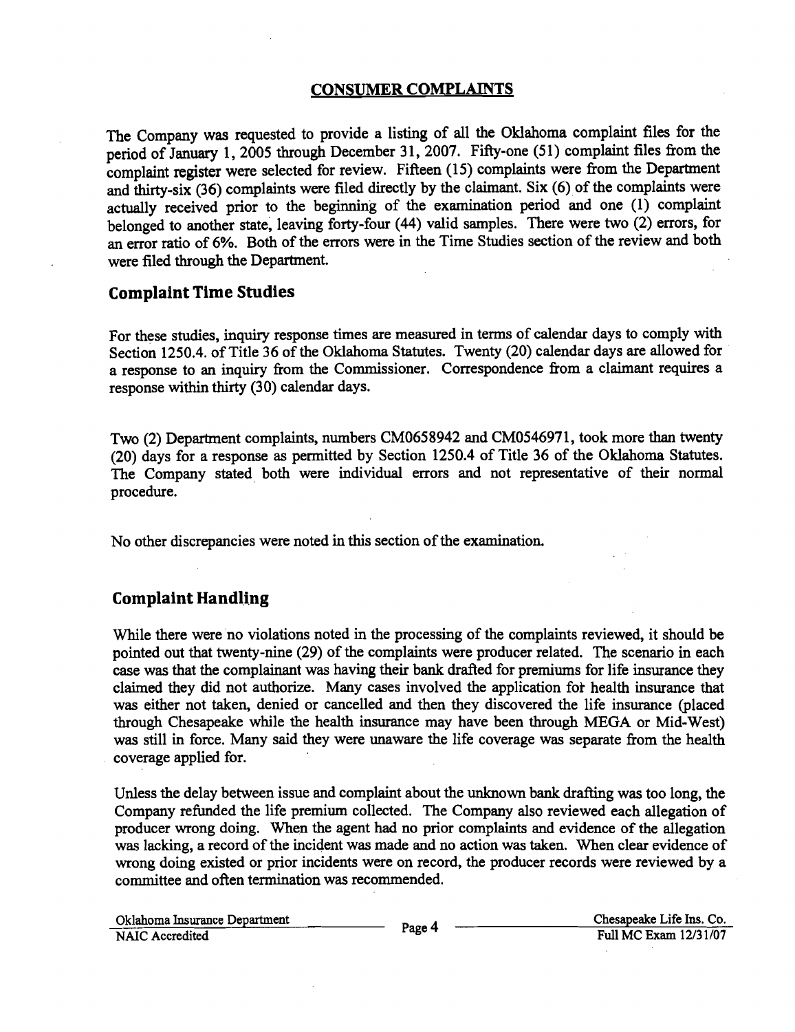## CONSUMER COMPLAINTS

The Company was requested to provide a listing of all the Oklahoma complaint files for the period of January 1, 2005 through December 31, 2007. Fifty-one (51) complaint files from the complaint register were selected for review. Fifteen (15) complaints were from the Department and thirty-six (36) complaints were filed directly by the claimant. Six (6) of the complaints were actually received prior to the beginning of the examination period and one (1) complaint belonged to another state, leaving forty-four (44) valid samples. There were two (2) errors, for an error ratio of 6%. Both of the errors were in the Time Studies section of the review and both were filed through the Department.

### Complaint Time Studies

For these studies, inquiry response times are measured in terms of calendar days to comply with Section 1250.4. of Title 36 of the Oklahoma Statutes. Twenty (20) calendar days are allowed for a response to an inquiry from the Commissioner. Correspondence from a claimant requires a response within thirty (30) calendar days.

Two (2) Department complaints, numbers CM0658942 and CM0546971, took more than twenty (20) days for a response as permitted by Section 1250.4 of Title 36 of the Oklahoma Statutes. The Company stated both were individual errors and not representative of their normal procedure.

No other discrepancies were noted in this section of the examination.

### Complaint Handling

While there were no violations noted in the processing of the complaints reviewed, it should be pointed out that twenty-nine (29) of the complaints were producer related. The scenario in each case was that the complainant was having their bank drafted for premiums for life insurance they claimed they did not authorize. Many cases involved the application for health insurance that was either not taken, denied or cancelled and then they discovered the life insurance (placed through Chesapeake while the health insurance may have been through MEGA or Mid-West) was still in force. Many said they were unaware the life coverage was separate from the health coverage applied for.

Unless the delay between issue and complaint about the unknown bank drafting was too long, the Company refunded the life premium collected. The Company also reviewed each allegation of producer wrong doing. When the agent had no prior complaints and evidence of the allegation was lacking, a record of the incident was made and no action was taken. When clear evidence of wrong doing existed or prior incidents were on record, the producer records were reviewed by a committee and often termination was recommended.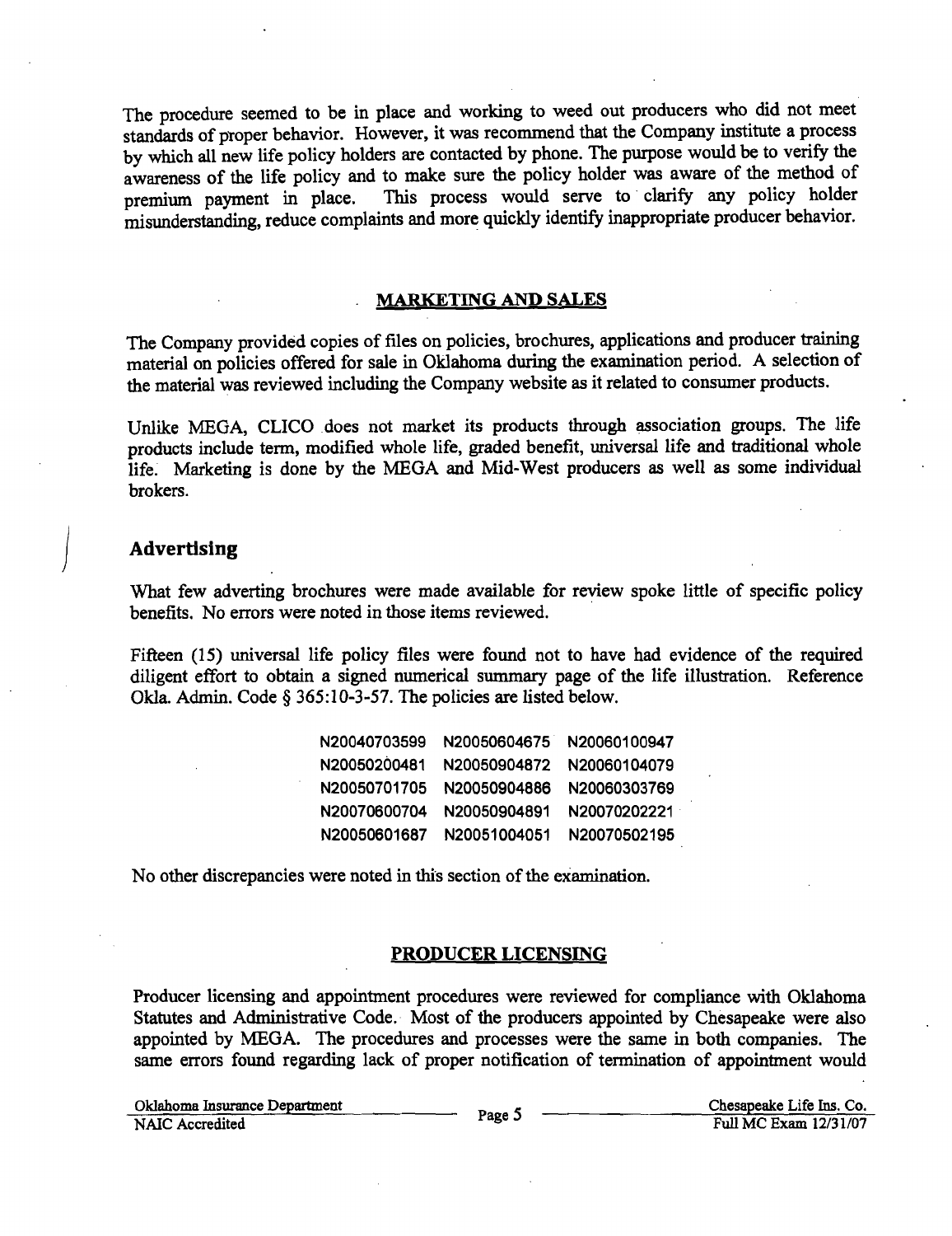The procedure seemed to be in place and working to weed out producers who did not meet standards of proper behavior. However, it was recommend that the Company institute a process by which all new life policy holders are contacted by phone. The purpose would be to verify the awareness of the life policy and to make sure the policy holder was aware of the method of premium payment in place. This process would serve to clarify any policy holder misunderstanding, reduce complaints and more quickly identify inappropriate producer behavior.

## MARKETING AND SALES

The Company provided copies of files on policies, brochures, applications and producer training material on policies offered for sale in Oklahoma during the examination period. A selection of the material was reviewed including the Company website as it related to consumer products.

Unlike MEGA, CLICO does not market its products through association groups. The life products include term, modified whole life, graded benefit, universal life and traditional whole life. Marketing is done by the MEGA and Mid-West producers as well as some individual brokers.

### Advertising

What few adverting brochures were made available for review spoke little of specific policy benefits. No errors were noted in those items reviewed.

Fifteen (15) universal life policy files were found not to have had evidence of the required diligent effort to obtain a signed numerical summary page of the life illustration. Reference Okla. Admin. Code § 365:10-3-57. The policies are listed below.

| | | |
|---|---|---|
| N20040703599 | N20050604675 | N20060100947 |
| N20050200481 | N20050904872 | N20060104079 |
| N20050701705 | N20050904886 | N20060303769 |
| N20070600704 | N20050904891 | N20070202221 |
| N20050601687 | N20051004051 | N20070502195 |

No other discrepancies were noted in this section of the examination.

## PRODUCER LICENSING

Producer licensing and appointment procedures were reviewed for compliance with Oklahoma Statutes and Administrative Code. Most of the producers appointed by Chesapeake were also appointed by MEGA. The procedures and processes were the same in both companies. The same errors found regarding lack of proper notification of termination of appointment would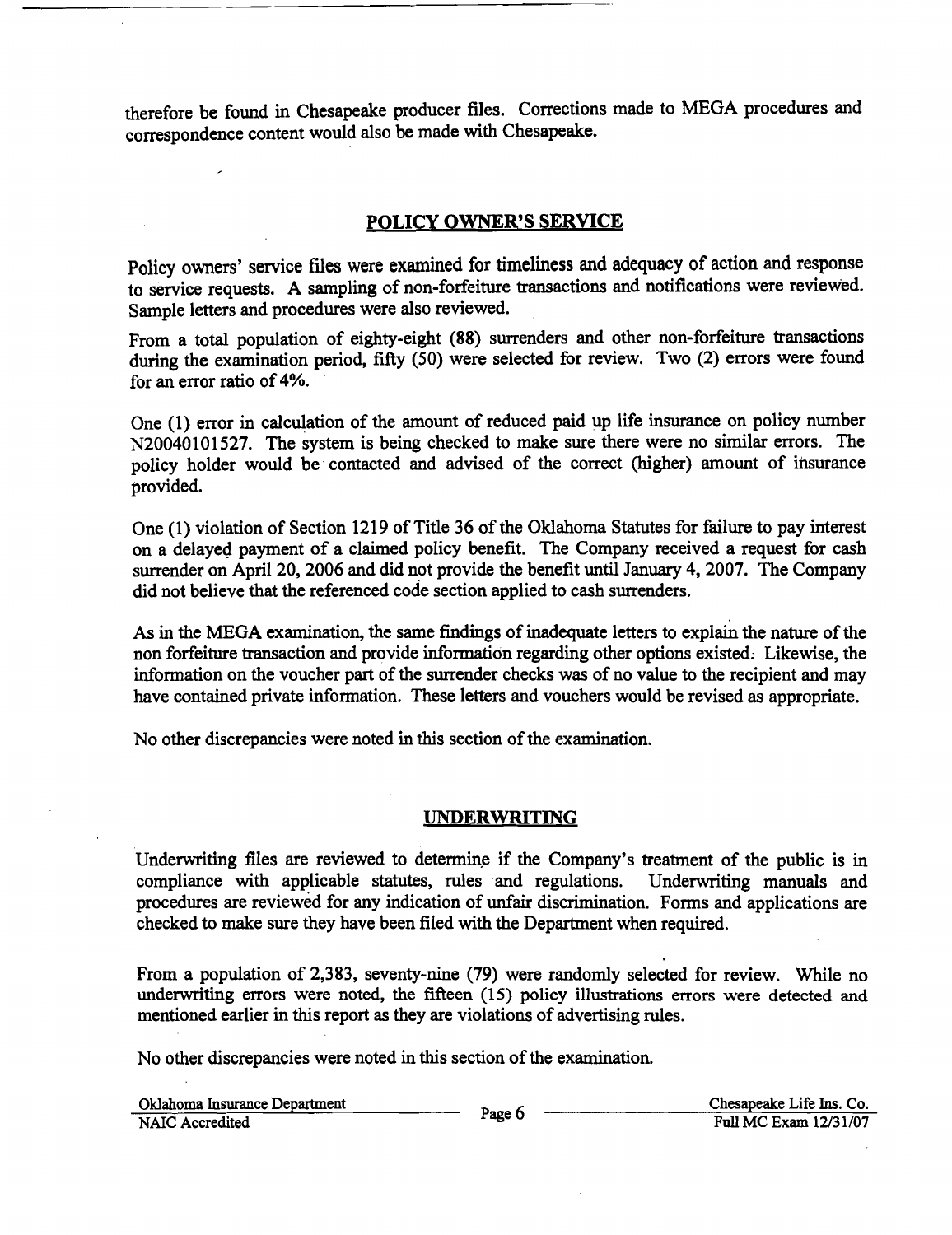therefore be found in Chesapeake producer files. Corrections made to MEGA procedures and correspondence content would also be made with Chesapeake.

## POLICY OWNER'S SERVICE

Policy owners' service files were examined for timeliness and adequacy of action and response to service requests. A sampling of non-forfeiture transactions and notifications were reviewed. Sample letters and procedures were also reviewed.

From a total population of eighty-eight (88) surrenders and other non-forfeiture transactions during the examination period, fifty (50) were selected for review. Two (2) errors were found for an error ratio of 4%.

One (1) error in calculation of the amount of reduced paid up life insurance on policy number N20040101527. The system is being checked to make sure there were no similar errors. The policy holder would be contacted and advised of the correct (higher) amount of insurance provided.

One (1) violation of Section 1219 of Title 36 of the Oklahoma Statutes for failure to pay interest on a delayed payment of a claimed policy benefit. The Company received a request for cash surrender on April 20, 2006 and did not provide the benefit until January 4, 2007. The Company did not believe that the referenced code section applied to cash surrenders.

As in the MEGA examination, the same findings of inadequate letters to explain the nature of the non forfeiture transaction and provide information regarding other options existed. Likewise, the information on the voucher part of the surrender checks was of no value to the recipient and may have contained private information. These letters and vouchers would be revised as appropriate.

No other discrepancies were noted in this section of the examination.

## UNDERWRITING

Underwriting files are reviewed to determine if the Company's treatment of the public is in compliance with applicable statutes, rules and regulations. Underwriting manuals and procedures are reviewed for any indication of unfair discrimination. Forms and applications are checked to make sure they have been filed with the Department when required.

From a population of 2,383, seventy-nine (79) were randomly selected for review. While no underwriting errors were noted, the fifteen (15) policy illustrations errors were detected and mentioned earlier in this report as they are violations of advertising rules.

No other discrepancies were noted in this section of the examination.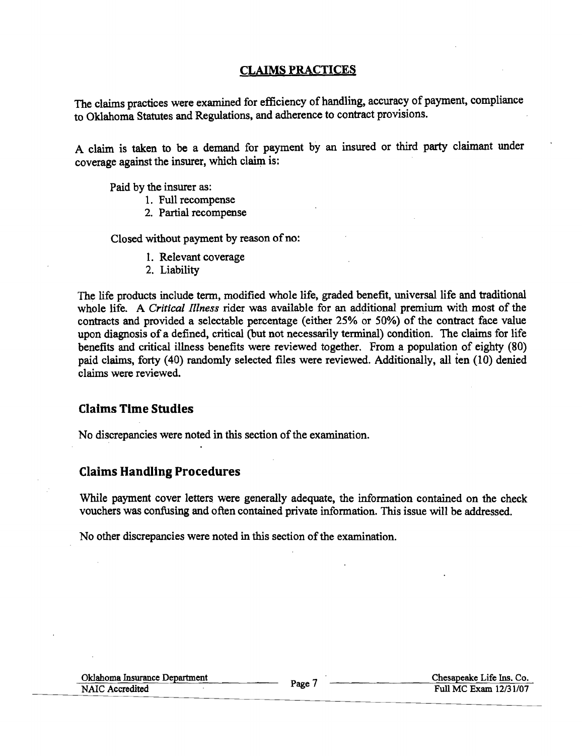## CLAIMS PRACTICES

The claims practices were examined for efficiency of handling, accuracy of payment, compliance to Oklahoma Statutes and Regulations, and adherence to contract provisions.

A claim is taken to be a demand for payment by an insured or third party claimant under coverage against the insurer, which claim is:

Paid by the insurer as:

1. Full recompense
2. Partial recompense

Closed without payment by reason of no:

1. Relevant coverage
2. Liability

The life products include term, modified whole life, graded benefit, universal life and traditional whole life. A *Critical Illness* rider was available for an additional premium with most of the contracts and provided a selectable percentage (either 25% or 50%) of the contract face value upon diagnosis of a defined, critical (but not necessarily terminal) condition. The claims for life benefits and critical illness benefits were reviewed together. From a population of eighty (80) paid claims, forty (40) randomly selected files were reviewed. Additionally, all ten (10) denied claims were reviewed.

### Claims Time Studies

No discrepancies were noted in this section of the examination.

### Claims Handling Procedures

While payment cover letters were generally adequate, the information contained on the check vouchers was confusing and often contained private information. This issue will be addressed.

No other discrepancies were noted in this section of the examination.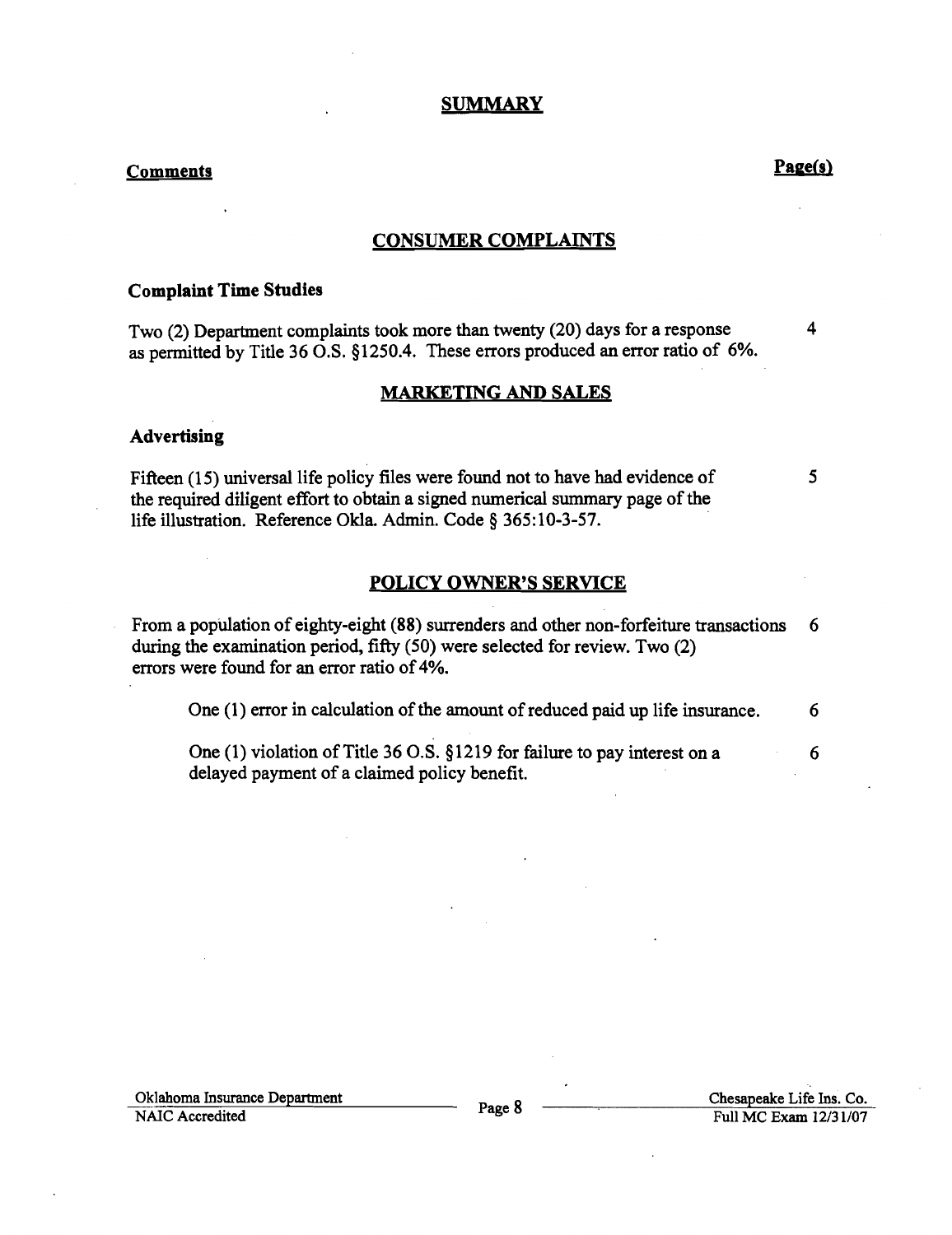## SUMMARY

| Comments | Page(s) |
|---|---|

### CONSUMER COMPLAINTS

**Complaint Time Studies**

| | |
|---|---|
| Two (2) Department complaints took more than twenty (20) days for a response as permitted by Title 36 O.S. §1250.4. These errors produced an error ratio of 6%. | 4 |

### MARKETING AND SALES

**Advertising**

| | |
|---|---|
| Fifteen (15) universal life policy files were found not to have had evidence of the required diligent effort to obtain a signed numerical summary page of the life illustration. Reference Okla. Admin. Code § 365:10-3-57. | 5 |

### POLICY OWNER'S SERVICE

| | |
|---|---|
| From a population of eighty-eight (88) surrenders and other non-forfeiture transactions during the examination period, fifty (50) were selected for review. Two (2) errors were found for an error ratio of 4%. | 6 |
| One (1) error in calculation of the amount of reduced paid up life insurance. | 6 |
| One (1) violation of Title 36 O.S. §1219 for failure to pay interest on a delayed payment of a claimed policy benefit. | 6 |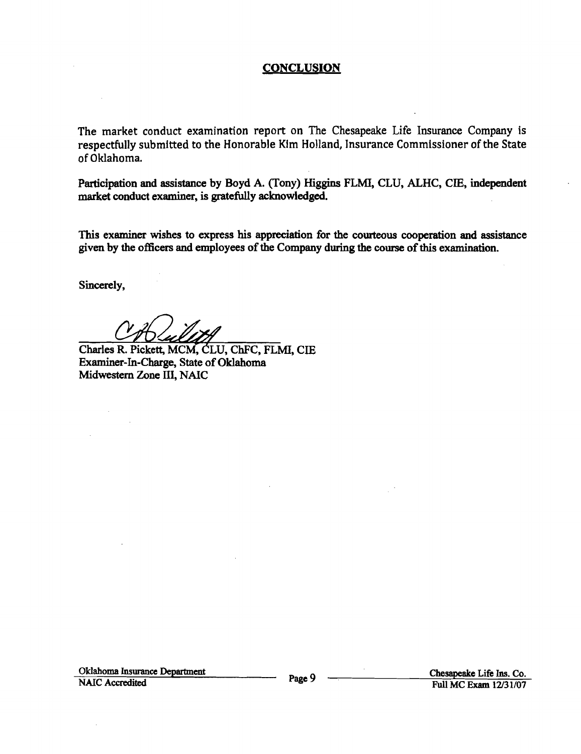## CONCLUSION

The market conduct examination report on The Chesapeake Life Insurance Company is respectfully submitted to the Honorable Kim Holland, Insurance Commissioner of the State of Oklahoma.

Participation and assistance by Boyd A. (Tony) Higgins FLMI, CLU, ALHC, CIE, independent market conduct examiner, is gratefully acknowledged.

This examiner wishes to express his appreciation for the courteous cooperation and assistance given by the officers and employees of the Company during the course of this examination.

Sincerely,

Charles R. Pickett, MCM, CLU, ChFC, FLMI, CIE
Examiner-In-Charge, State of Oklahoma
Midwestern Zone III, NAIC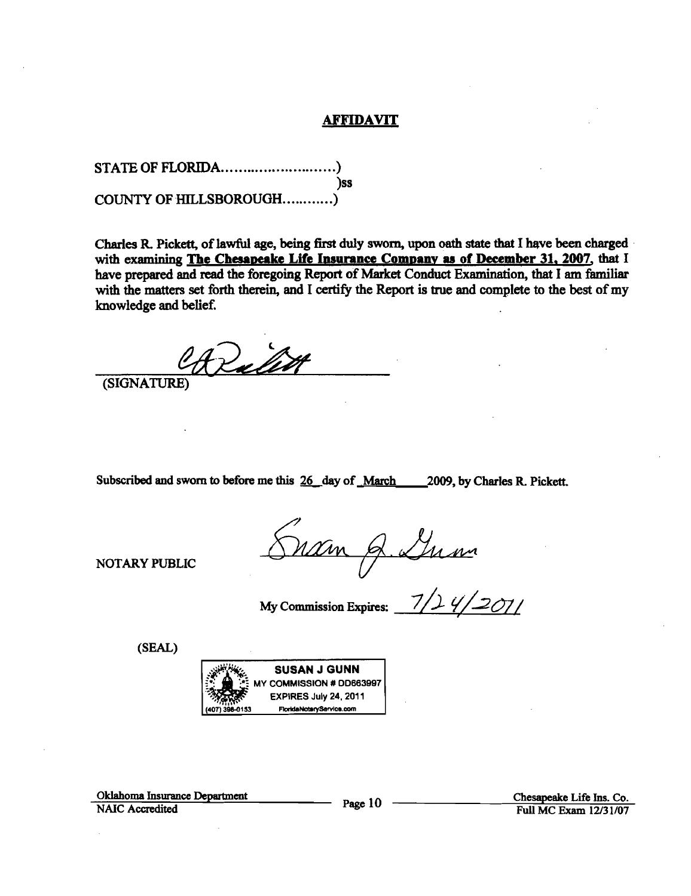# AFFIDAVIT

STATE OF FLORIDA..........................)
)ss
COUNTY OF HILLSBOROUGH............)

Charles R. Pickett, of lawful age, being first duly sworn, upon oath state that I have been charged with examining **The Chesapeake Life Insurance Company as of December 31, 2007**, that I have prepared and read the foregoing Report of Market Conduct Examination, that I am familiar with the matters set forth therein, and I certify the Report is true and complete to the best of my knowledge and belief.

CRPickett

(SIGNATURE)

Subscribed and sworn to before me this 26 day of March 2009, by Charles R. Pickett.

NOTARY PUBLIC

Susan J. Gunn

My Commission Expires: 7/24/2011

(SEAL)

SUSAN J GUNN
MY COMMISSION # DD663997
EXPIRES July 24, 2011
(407) 398-0153 FloridaNotaryService.com